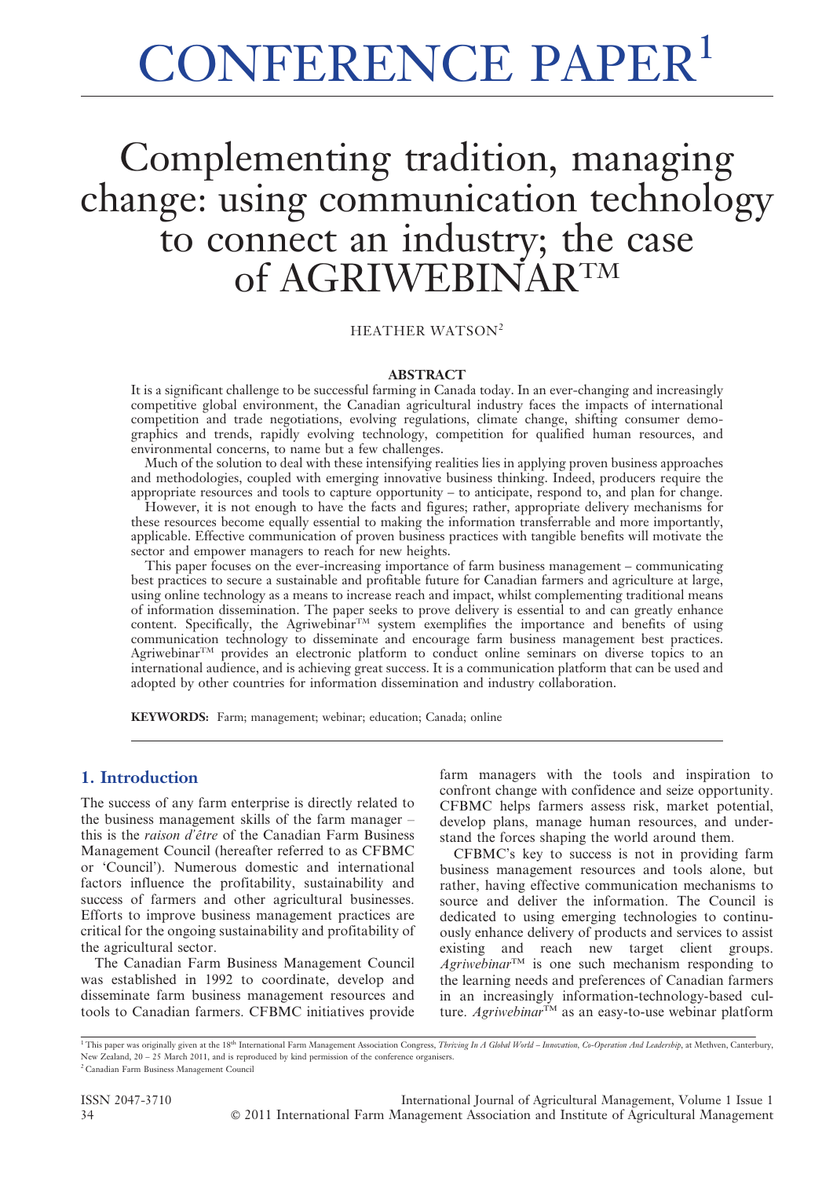# CONFERENCE PAPER[1]

# Complementing tradition, managing change: using communication technology to connect an industry; the case of AGRIWEBINAR™

HEATHER WATSON[2]

## ABSTRACT

It is a significant challenge to be successful farming in Canada today. In an ever-changing and increasingly competitive global environment, the Canadian agricultural industry faces the impacts of international competition and trade negotiations, evolving regulations, climate change, shifting consumer demographics and trends, rapidly evolving technology, competition for qualified human resources, and environmental concerns, to name but a few challenges.

Much of the solution to deal with these intensifying realities lies in applying proven business approaches and methodologies, coupled with emerging innovative business thinking. Indeed, producers require the appropriate resources and tools to capture opportunity – to anticipate, respond to, and plan for change.

However, it is not enough to have the facts and figures; rather, appropriate delivery mechanisms for these resources become equally essential to making the information transferrable and more importantly, applicable. Effective communication of proven business practices with tangible benefits will motivate the sector and empower managers to reach for new heights.

This paper focuses on the ever-increasing importance of farm business management – communicating best practices to secure a sustainable and profitable future for Canadian farmers and agriculture at large, using online technology as a means to increase reach and impact, whilst complementing traditional means of information dissemination. The paper seeks to prove delivery is essential to and can greatly enhance content. Specifically, the Agriwebinar™ system exemplifies the importance and benefits of using communication technology to disseminate and encourage farm business management best practices. Agriwebinar™ provides an electronic platform to conduct online seminars on diverse topics to an international audience, and is achieving great success. It is a communication platform that can be used and adopted by other countries for information dissemination and industry collaboration.

**KEYWORDS:** Farm; management; webinar; education; Canada; online

## 1. Introduction

The success of any farm enterprise is directly related to the business management skills of the farm manager – this is the *raison d'être* of the Canadian Farm Business Management Council (hereafter referred to as CFBMC or 'Council'). Numerous domestic and international factors influence the profitability, sustainability and success of farmers and other agricultural businesses. Efforts to improve business management practices are critical for the ongoing sustainability and profitability of the agricultural sector.

The Canadian Farm Business Management Council was established in 1992 to coordinate, develop and disseminate farm business management resources and tools to Canadian farmers. CFBMC initiatives provide farm managers with the tools and inspiration to confront change with confidence and seize opportunity. CFBMC helps farmers assess risk, market potential, develop plans, manage human resources, and understand the forces shaping the world around them.

CFBMC's key to success is not in providing farm business management resources and tools alone, but rather, having effective communication mechanisms to source and deliver the information. The Council is dedicated to using emerging technologies to continuously enhance delivery of products and services to assist existing and reach new target client groups. *Agriwebinar*™ is one such mechanism responding to the learning needs and preferences of Canadian farmers in an increasingly information-technology-based culture. *Agriwebinar*™ as an easy-to-use webinar platform

[1] This paper was originally given at the 18th International Farm Management Association Congress, *Thriving In A Global World – Innovation, Co-Operation And Leadership*, at Methven, Canterbury, New Zealand, 20 – 25 March 2011, and is reproduced by kind permission of the conference organisers.

[2] Canadian Farm Business Management Council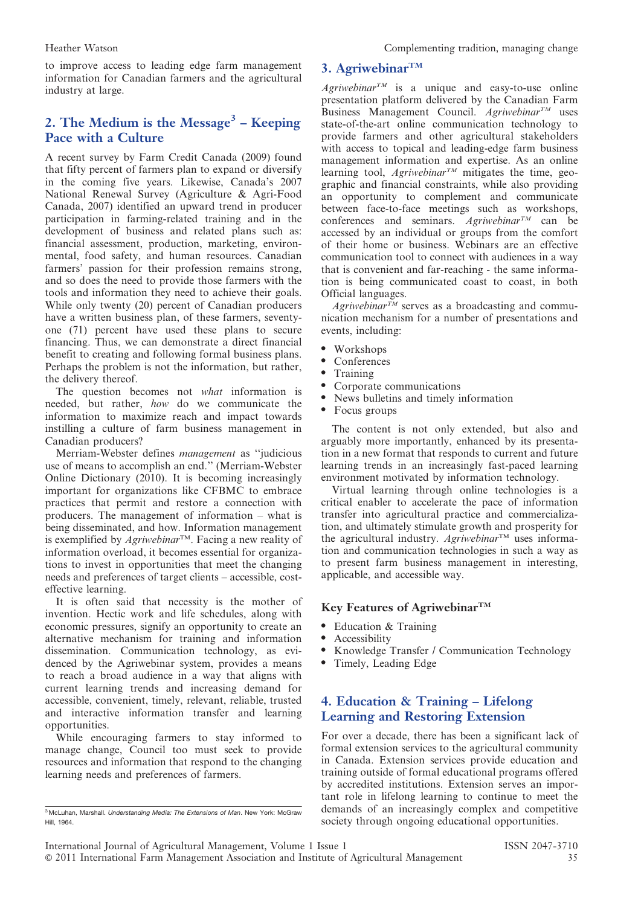to improve access to leading edge farm management information for Canadian farmers and the agricultural industry at large.

## 2. The Medium is the Message[3] – Keeping Pace with a Culture

A recent survey by Farm Credit Canada (2009) found that fifty percent of farmers plan to expand or diversify in the coming five years. Likewise, Canada's 2007 National Renewal Survey (Agriculture & Agri-Food Canada, 2007) identified an upward trend in producer participation in farming-related training and in the development of business and related plans such as: financial assessment, production, marketing, environmental, food safety, and human resources. Canadian farmers' passion for their profession remains strong, and so does the need to provide those farmers with the tools and information they need to achieve their goals. While only twenty (20) percent of Canadian producers have a written business plan, of these farmers, seventy-one (71) percent have used these plans to secure financing. Thus, we can demonstrate a direct financial benefit to creating and following formal business plans. Perhaps the problem is not the information, but rather, the delivery thereof.

The question becomes not *what* information is needed, but rather, *how* do we communicate the information to maximize reach and impact towards instilling a culture of farm business management in Canadian producers?

Merriam-Webster defines *management* as ''judicious use of means to accomplish an end.'' (Merriam-Webster Online Dictionary (2010). It is becoming increasingly important for organizations like CFBMC to embrace practices that permit and restore a connection with producers. The management of information – what is being disseminated, and how. Information management is exemplified by *Agriwebinar*™. Facing a new reality of information overload, it becomes essential for organizations to invest in opportunities that meet the changing needs and preferences of target clients – accessible, cost-effective learning.

It is often said that necessity is the mother of invention. Hectic work and life schedules, along with economic pressures, signify an opportunity to create an alternative mechanism for training and information dissemination. Communication technology, as evidenced by the Agriwebinar system, provides a means to reach a broad audience in a way that aligns with current learning trends and increasing demand for accessible, convenient, timely, relevant, reliable, trusted and interactive information transfer and learning opportunities.

While encouraging farmers to stay informed to manage change, Council too must seek to provide resources and information that respond to the changing learning needs and preferences of farmers.

[3] McLuhan, Marshall. *Understanding Media: The Extensions of Man*. New York: McGraw Hill, 1964.

## 3. Agriwebinar™

*Agriwebinar™* is a unique and easy-to-use online presentation platform delivered by the Canadian Farm Business Management Council. *Agriwebinar™* uses state-of-the-art online communication technology to provide farmers and other agricultural stakeholders with access to topical and leading-edge farm business management information and expertise. As an online learning tool, *Agriwebinar™* mitigates the time, geographic and financial constraints, while also providing an opportunity to complement and communicate between face-to-face meetings such as workshops, conferences and seminars. *Agriwebinar™* can be accessed by an individual or groups from the comfort of their home or business. Webinars are an effective communication tool to connect with audiences in a way that is convenient and far-reaching - the same information is being communicated coast to coast, in both Official languages.

*Agriwebinar™* serves as a broadcasting and communication mechanism for a number of presentations and events, including:

- Workshops
- Conferences
- Training
- Corporate communications
- News bulletins and timely information
- Focus groups

The content is not only extended, but also and arguably more importantly, enhanced by its presentation in a new format that responds to current and future learning trends in an increasingly fast-paced learning environment motivated by information technology.

Virtual learning through online technologies is a critical enabler to accelerate the pace of information transfer into agricultural practice and commercialization, and ultimately stimulate growth and prosperity for the agricultural industry. *Agriwebinar*™ uses information and communication technologies in such a way as to present farm business management in interesting, applicable, and accessible way.

### Key Features of Agriwebinar™

- Education & Training
- Accessibility
- Knowledge Transfer / Communication Technology
- Timely, Leading Edge

## 4. Education & Training – Lifelong Learning and Restoring Extension

For over a decade, there has been a significant lack of formal extension services to the agricultural community in Canada. Extension services provide education and training outside of formal educational programs offered by accredited institutions. Extension serves an important role in lifelong learning to continue to meet the demands of an increasingly complex and competitive society through ongoing educational opportunities.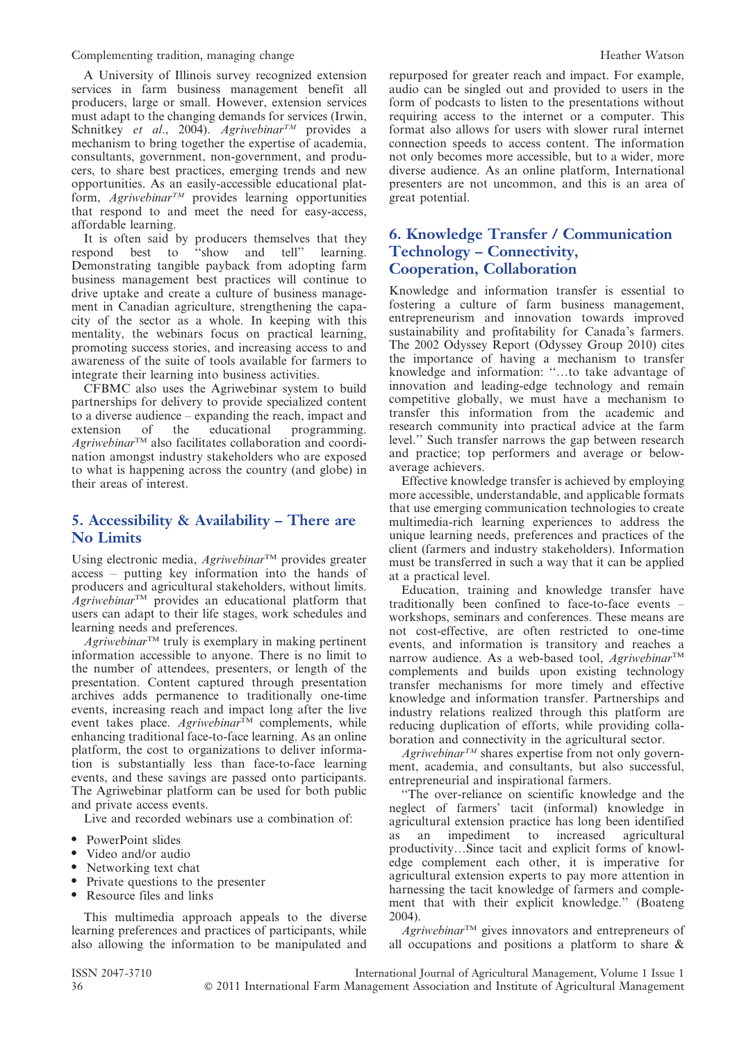A University of Illinois survey recognized extension services in farm business management benefit all producers, large or small. However, extension services must adapt to the changing demands for services (Irwin, Schnitkey *et al*., 2004). *Agriwebinar™* provides a mechanism to bring together the expertise of academia, consultants, government, non-government, and producers, to share best practices, emerging trends and new opportunities. As an easily-accessible educational platform, *Agriwebinar™* provides learning opportunities that respond to and meet the need for easy-access, affordable learning.

It is often said by producers themselves that they respond best to "show and tell" learning. Demonstrating tangible payback from adopting farm business management best practices will continue to drive uptake and create a culture of business management in Canadian agriculture, strengthening the capacity of the sector as a whole. In keeping with this mentality, the webinars focus on practical learning, promoting success stories, and increasing access to and awareness of the suite of tools available for farmers to integrate their learning into business activities.

CFBMC also uses the Agriwebinar system to build partnerships for delivery to provide specialized content to a diverse audience – expanding the reach, impact and extension of the educational programming. *Agriwebinar™* also facilitates collaboration and coordination amongst industry stakeholders who are exposed to what is happening across the country (and globe) in their areas of interest.

## 5. Accessibility & Availability – There are No Limits

Using electronic media, *Agriwebinar™* provides greater access – putting key information into the hands of producers and agricultural stakeholders, without limits. *Agriwebinar™* provides an educational platform that users can adapt to their life stages, work schedules and learning needs and preferences.

*Agriwebinar™* truly is exemplary in making pertinent information accessible to anyone. There is no limit to the number of attendees, presenters, or length of the presentation. Content captured through presentation archives adds permanence to traditionally one-time events, increasing reach and impact long after the live event takes place. *Agriwebinar™* complements, while enhancing traditional face-to-face learning. As an online platform, the cost to organizations to deliver information is substantially less than face-to-face learning events, and these savings are passed onto participants. The Agriwebinar platform can be used for both public and private access events.

Live and recorded webinars use a combination of:

- PowerPoint slides
- Video and/or audio
- Networking text chat
- Private questions to the presenter
- Resource files and links

This multimedia approach appeals to the diverse learning preferences and practices of participants, while also allowing the information to be manipulated and repurposed for greater reach and impact. For example, audio can be singled out and provided to users in the form of podcasts to listen to the presentations without requiring access to the internet or a computer. This format also allows for users with slower rural internet connection speeds to access content. The information not only becomes more accessible, but to a wider, more diverse audience. As an online platform, International presenters are not uncommon, and this is an area of great potential.

## 6. Knowledge Transfer / Communication Technology – Connectivity, Cooperation, Collaboration

Knowledge and information transfer is essential to fostering a culture of farm business management, entrepreneurism and innovation towards improved sustainability and profitability for Canada's farmers. The 2002 Odyssey Report (Odyssey Group 2010) cites the importance of having a mechanism to transfer knowledge and information: "…to take advantage of innovation and leading-edge technology and remain competitive globally, we must have a mechanism to transfer this information from the academic and research community into practical advice at the farm level." Such transfer narrows the gap between research and practice; top performers and average or below-average achievers.

Effective knowledge transfer is achieved by employing more accessible, understandable, and applicable formats that use emerging communication technologies to create multimedia-rich learning experiences to address the unique learning needs, preferences and practices of the client (farmers and industry stakeholders). Information must be transferred in such a way that it can be applied at a practical level.

Education, training and knowledge transfer have traditionally been confined to face-to-face events – workshops, seminars and conferences. These means are not cost-effective, are often restricted to one-time events, and information is transitory and reaches a narrow audience. As a web-based tool, *Agriwebinar™* complements and builds upon existing technology transfer mechanisms for more timely and effective knowledge and information transfer. Partnerships and industry relations realized through this platform are reducing duplication of efforts, while providing collaboration and connectivity in the agricultural sector.

*Agriwebinar™* shares expertise from not only government, academia, and consultants, but also successful, entrepreneurial and inspirational farmers.

"The over-reliance on scientific knowledge and the neglect of farmers' tacit (informal) knowledge in agricultural extension practice has long been identified as an impediment to increased agricultural productivity…Since tacit and explicit forms of knowledge complement each other, it is imperative for agricultural extension experts to pay more attention in harnessing the tacit knowledge of farmers and complement that with their explicit knowledge." (Boateng 2004).

*Agriwebinar™* gives innovators and entrepreneurs of all occupations and positions a platform to share &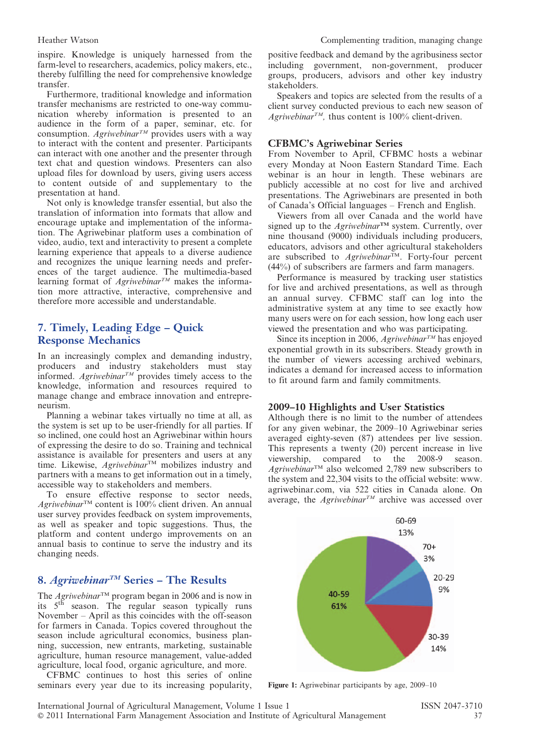inspire. Knowledge is uniquely harnessed from the farm-level to researchers, academics, policy makers, etc., thereby fulfilling the need for comprehensive knowledge transfer.

Furthermore, traditional knowledge and information transfer mechanisms are restricted to one-way communication whereby information is presented to an audience in the form of a paper, seminar, etc. for consumption. *Agriwebinar™* provides users with a way to interact with the content and presenter. Participants can interact with one another and the presenter through text chat and question windows. Presenters can also upload files for download by users, giving users access to content outside of and supplementary to the presentation at hand.

Not only is knowledge transfer essential, but also the translation of information into formats that allow and encourage uptake and implementation of the information. The Agriwebinar platform uses a combination of video, audio, text and interactivity to present a complete learning experience that appeals to a diverse audience and recognizes the unique learning needs and preferences of the target audience. The multimedia-based learning format of *Agriwebinar™* makes the information more attractive, interactive, comprehensive and therefore more accessible and understandable.

## 7. Timely, Leading Edge – Quick Response Mechanics

In an increasingly complex and demanding industry, producers and industry stakeholders must stay informed. *Agriwebinar™* provides timely access to the knowledge, information and resources required to manage change and embrace innovation and entrepreneurism.

Planning a webinar takes virtually no time at all, as the system is set up to be user-friendly for all parties. If so inclined, one could host an Agriwebinar within hours of expressing the desire to do so. Training and technical assistance is available for presenters and users at any time. Likewise, *Agriwebinar*™ mobilizes industry and partners with a means to get information out in a timely, accessible way to stakeholders and members.

To ensure effective response to sector needs, *Agriwebinar*™ content is 100% client driven. An annual user survey provides feedback on system improvements, as well as speaker and topic suggestions. Thus, the platform and content undergo improvements on an annual basis to continue to serve the industry and its changing needs.

## 8. *Agriwebinar™* Series – The Results

The *Agriwebinar*™ program began in 2006 and is now in its 5th season. The regular season typically runs November – April as this coincides with the off-season for farmers in Canada. Topics covered throughout the season include agricultural economics, business planning, succession, new entrants, marketing, sustainable agriculture, human resource management, value-added agriculture, local food, organic agriculture, and more.

CFBMC continues to host this series of online seminars every year due to its increasing popularity, positive feedback and demand by the agribusiness sector including government, non-government, producer groups, producers, advisors and other key industry stakeholders.

Speakers and topics are selected from the results of a client survey conducted previous to each new season of *Agriwebinar™*, thus content is 100% client-driven.

### CFBMC's Agriwebinar Series

From November to April, CFBMC hosts a webinar every Monday at Noon Eastern Standard Time. Each webinar is an hour in length. These webinars are publicly accessible at no cost for live and archived presentations. The Agriwebinars are presented in both of Canada's Official languages – French and English.

Viewers from all over Canada and the world have signed up to the *Agriwebinar*™ system. Currently, over nine thousand (9000) individuals including producers, educators, advisors and other agricultural stakeholders are subscribed to *Agriwebinar*™. Forty-four percent (44%) of subscribers are farmers and farm managers.

Performance is measured by tracking user statistics for live and archived presentations, as well as through an annual survey. CFBMC staff can log into the administrative system at any time to see exactly how many users were on for each session, how long each user viewed the presentation and who was participating.

Since its inception in 2006, *Agriwebinar™* has enjoyed exponential growth in its subscribers. Steady growth in the number of viewers accessing archived webinars, indicates a demand for increased access to information to fit around farm and family commitments.

### 2009–10 Highlights and User Statistics

Although there is no limit to the number of attendees for any given webinar, the 2009–10 Agriwebinar series averaged eighty-seven (87) attendees per live session. This represents a twenty (20) percent increase in live viewership, compared to the 2008-9 season. *Agriwebinar™* also welcomed 2,789 new subscribers to the system and 22,304 visits to the official website: www.agriwebinar.com, via 522 cities in Canada alone. On average, the *Agriwebinar™* archive was accessed over

| Age | Share |
|---|---|
| 20-29 | 9% |
| 30-39 | 14% |
| 40-59 | 61% |
| 60-69 | 13% |
| 70+ | 3% |

**Figure 1:** Agriwebinar participants by age, 2009–10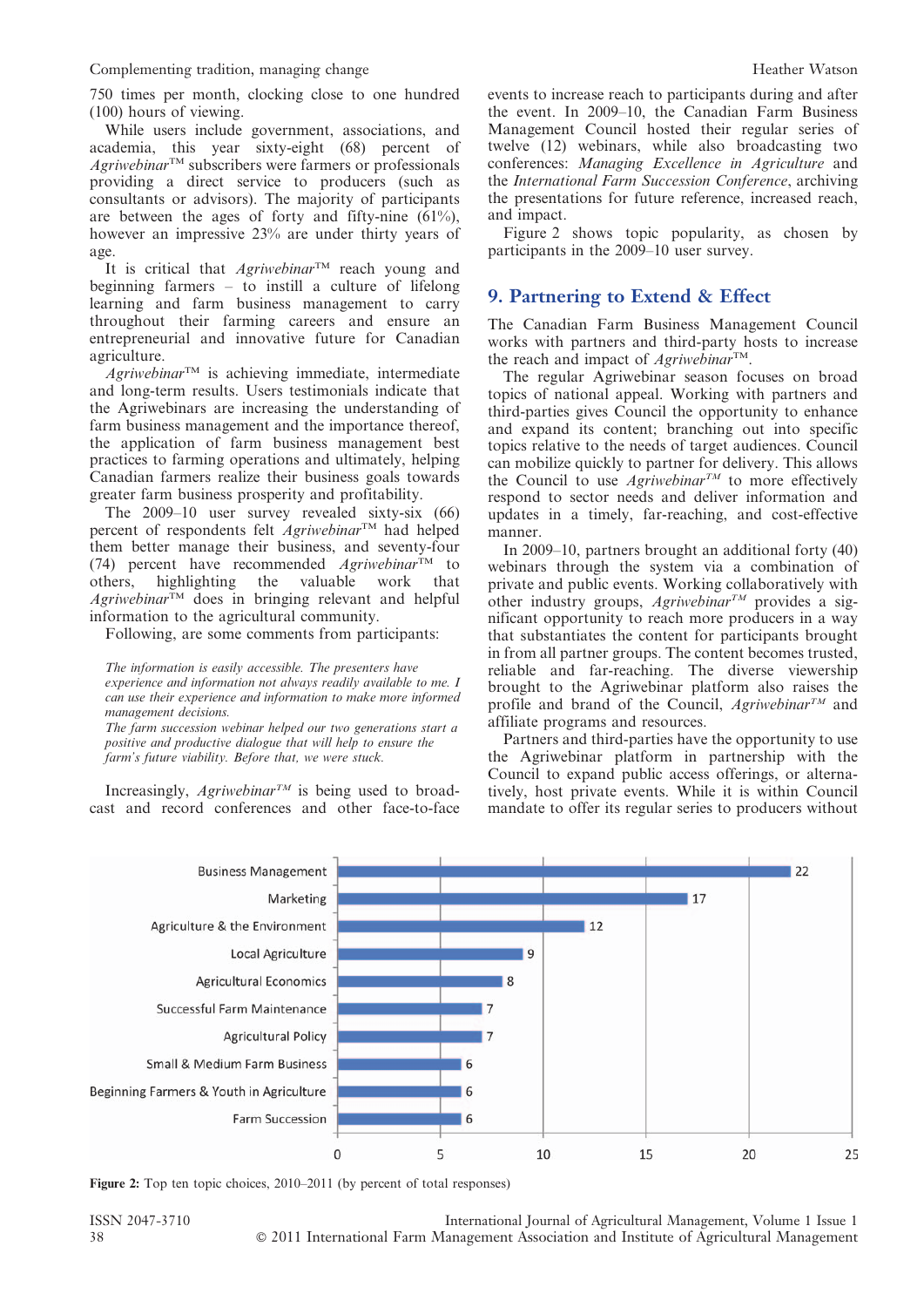750 times per month, clocking close to one hundred (100) hours of viewing.

While users include government, associations, and academia, this year sixty-eight (68) percent of *Agriwebinar*™ subscribers were farmers or professionals providing a direct service to producers (such as consultants or advisors). The majority of participants are between the ages of forty and fifty-nine (61%), however an impressive 23% are under thirty years of age.

It is critical that *Agriwebinar*™ reach young and beginning farmers – to instill a culture of lifelong learning and farm business management to carry throughout their farming careers and ensure an entrepreneurial and innovative future for Canadian agriculture.

*Agriwebinar*™ is achieving immediate, intermediate and long-term results. Users testimonials indicate that the Agriwebinars are increasing the understanding of farm business management and the importance thereof, the application of farm business management best practices to farming operations and ultimately, helping Canadian farmers realize their business goals towards greater farm business prosperity and profitability.

The 2009–10 user survey revealed sixty-six (66) percent of respondents felt *Agriwebinar*™ had helped them better manage their business, and seventy-four (74) percent have recommended *Agriwebinar*™ to others, highlighting the valuable work that *Agriwebinar*™ does in bringing relevant and helpful information to the agricultural community.

Following, are some comments from participants:

*The information is easily accessible. The presenters have experience and information not always readily available to me. I can use their experience and information to make more informed management decisions.*

*The farm succession webinar helped our two generations start a positive and productive dialogue that will help to ensure the farm's future viability. Before that, we were stuck.*

Increasingly, *Agriwebinar*™ is being used to broadcast and record conferences and other face-to-face events to increase reach to participants during and after the event. In 2009–10, the Canadian Farm Business Management Council hosted their regular series of twelve (12) webinars, while also broadcasting two conferences: *Managing Excellence in Agriculture* and the *International Farm Succession Conference*, archiving the presentations for future reference, increased reach, and impact.

Figure 2 shows topic popularity, as chosen by participants in the 2009–10 user survey.

## 9. Partnering to Extend & Effect

The Canadian Farm Business Management Council works with partners and third-party hosts to increase the reach and impact of *Agriwebinar*™.

The regular Agriwebinar season focuses on broad topics of national appeal. Working with partners and third-parties gives Council the opportunity to enhance and expand its content; branching out into specific topics relative to the needs of target audiences. Council can mobilize quickly to partner for delivery. This allows the Council to use *Agriwebinar*™ to more effectively respond to sector needs and deliver information and updates in a timely, far-reaching, and cost-effective manner.

In 2009–10, partners brought an additional forty (40) webinars through the system via a combination of private and public events. Working collaboratively with other industry groups, *Agriwebinar*™ provides a significant opportunity to reach more producers in a way that substantiates the content for participants brought in from all partner groups. The content becomes trusted, reliable and far-reaching. The diverse viewership brought to the Agriwebinar platform also raises the profile and brand of the Council, *Agriwebinar*™ and affiliate programs and resources.

Partners and third-parties have the opportunity to use the Agriwebinar platform in partnership with the Council to expand public access offerings, or alternatively, host private events. While it is within Council mandate to offer its regular series to producers without

| Topic | Percent of total responses |
|---|---|
| Business Management | 22 |
| Marketing | 17 |
| Agriculture & the Environment | 12 |
| Local Agriculture | 9 |
| Agricultural Economics | 8 |
| Successful Farm Maintenance | 7 |
| Agricultural Policy | 7 |
| Small & Medium Farm Business | 6 |
| Beginning Farmers & Youth in Agriculture | 6 |
| Farm Succession | 6 |

**Figure 2:** Top ten topic choices, 2010–2011 (by percent of total responses)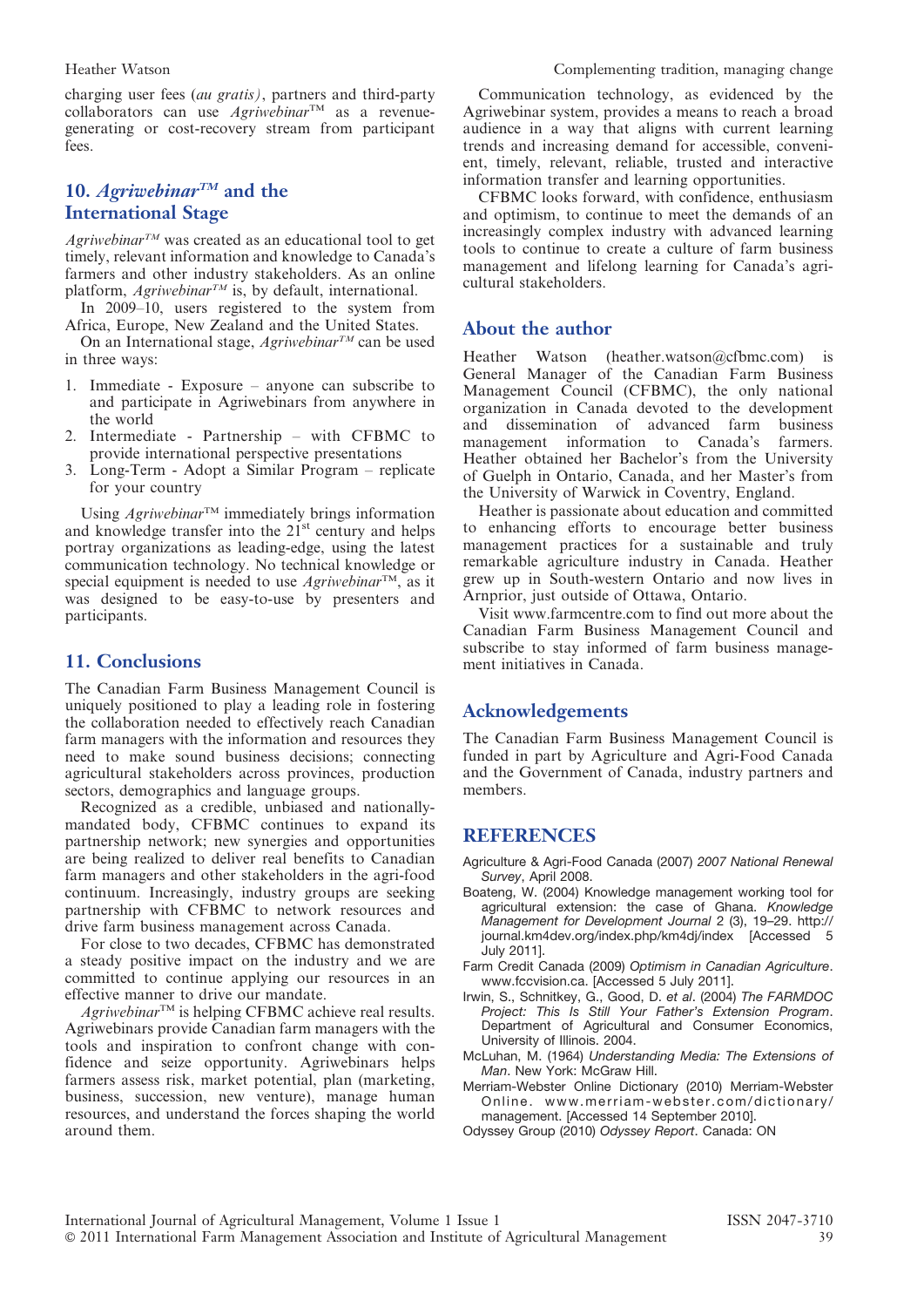charging user fees (*au gratis*), partners and third-party collaborators can use *Agriwebinar*™ as a revenue-generating or cost-recovery stream from participant fees.

## 10. *Agriwebinar™* and the International Stage

*Agriwebinar™* was created as an educational tool to get timely, relevant information and knowledge to Canada's farmers and other industry stakeholders. As an online platform, *Agriwebinar™* is, by default, international.

In 2009–10, users registered to the system from Africa, Europe, New Zealand and the United States.

On an International stage, *Agriwebinar™* can be used in three ways:

1. Immediate - Exposure – anyone can subscribe to and participate in Agriwebinars from anywhere in the world
2. Intermediate - Partnership – with CFBMC to provide international perspective presentations
3. Long-Term - Adopt a Similar Program – replicate for your country

Using *Agriwebinar*™ immediately brings information and knowledge transfer into the 21st century and helps portray organizations as leading-edge, using the latest communication technology. No technical knowledge or special equipment is needed to use *Agriwebinar*™, as it was designed to be easy-to-use by presenters and participants.

## 11. Conclusions

The Canadian Farm Business Management Council is uniquely positioned to play a leading role in fostering the collaboration needed to effectively reach Canadian farm managers with the information and resources they need to make sound business decisions; connecting agricultural stakeholders across provinces, production sectors, demographics and language groups.

Recognized as a credible, unbiased and nationally-mandated body, CFBMC continues to expand its partnership network; new synergies and opportunities are being realized to deliver real benefits to Canadian farm managers and other stakeholders in the agri-food continuum. Increasingly, industry groups are seeking partnership with CFBMC to network resources and drive farm business management across Canada.

For close to two decades, CFBMC has demonstrated a steady positive impact on the industry and we are committed to continue applying our resources in an effective manner to drive our mandate.

*Agriwebinar*™ is helping CFBMC achieve real results. Agriwebinars provide Canadian farm managers with the tools and inspiration to confront change with confidence and seize opportunity. Agriwebinars helps farmers assess risk, market potential, plan (marketing, business, succession, new venture), manage human resources, and understand the forces shaping the world around them.

Communication technology, as evidenced by the Agriwebinar system, provides a means to reach a broad audience in a way that aligns with current learning trends and increasing demand for accessible, convenient, timely, relevant, reliable, trusted and interactive information transfer and learning opportunities.

CFBMC looks forward, with confidence, enthusiasm and optimism, to continue to meet the demands of an increasingly complex industry with advanced learning tools to continue to create a culture of farm business management and lifelong learning for Canada's agricultural stakeholders.

## About the author

Heather Watson (heather.watson@cfbmc.com) is General Manager of the Canadian Farm Business Management Council (CFBMC), the only national organization in Canada devoted to the development and dissemination of advanced farm business management information to Canada's farmers. Heather obtained her Bachelor's from the University of Guelph in Ontario, Canada, and her Master's from the University of Warwick in Coventry, England.

Heather is passionate about education and committed to enhancing efforts to encourage better business management practices for a sustainable and truly remarkable agriculture industry in Canada. Heather grew up in South-western Ontario and now lives in Arnprior, just outside of Ottawa, Ontario.

Visit www.farmcentre.com to find out more about the Canadian Farm Business Management Council and subscribe to stay informed of farm business management initiatives in Canada.

## Acknowledgements

The Canadian Farm Business Management Council is funded in part by Agriculture and Agri-Food Canada and the Government of Canada, industry partners and members.

## REFERENCES

Agriculture & Agri-Food Canada (2007) *2007 National Renewal Survey*, April 2008.

Boateng, W. (2004) Knowledge management working tool for agricultural extension: the case of Ghana. *Knowledge Management for Development Journal* 2 (3), 19–29. http://journal.km4dev.org/index.php/km4dj/index [Accessed 5 July 2011].

Farm Credit Canada (2009) *Optimism in Canadian Agriculture*. www.fccvision.ca. [Accessed 5 July 2011].

Irwin, S., Schnitkey, G., Good, D. *et al*. (2004) *The FARMDOC Project: This Is Still Your Father's Extension Program*. Department of Agricultural and Consumer Economics, University of Illinois. 2004.

McLuhan, M. (1964) *Understanding Media: The Extensions of Man*. New York: McGraw Hill.

Merriam-Webster Online Dictionary (2010) Merriam-Webster Online. www.merriam-webster.com/dictionary/management. [Accessed 14 September 2010].

Odyssey Group (2010) *Odyssey Report*. Canada: ON